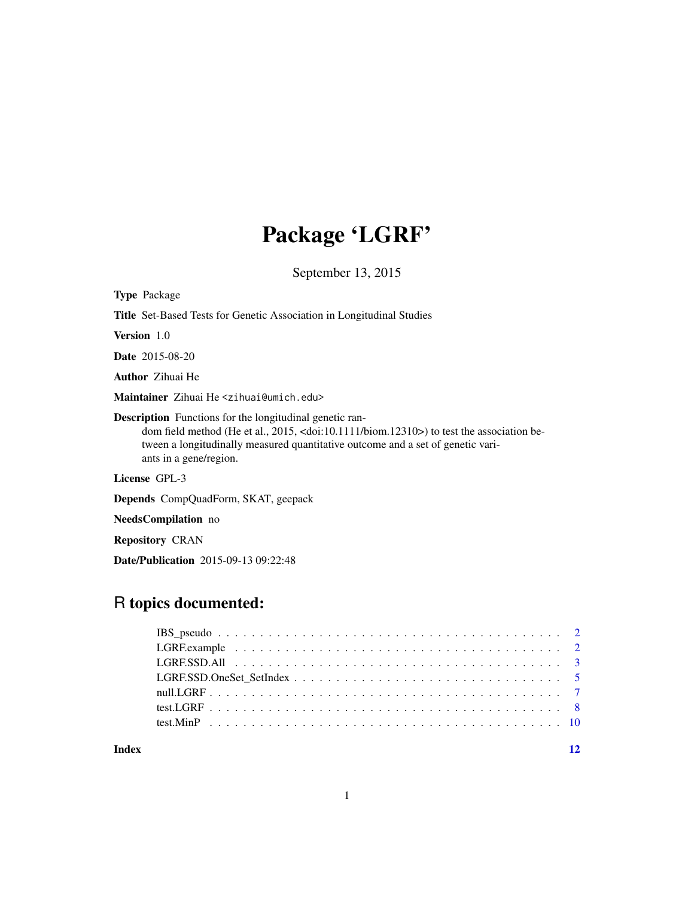# Package 'LGRF'

September 13, 2015

**Type** Package

**Title** Set-Based Tests for Genetic Association in Longitudinal Studies

**Version** 1.0

**Date** 2015-08-20

**Author** Zihuai He

**Maintainer** Zihuai He <zihuai@umich.edu>

**Description** Functions for the longitudinal genetic random field method (He et al., 2015, <doi:10.1111/biom.12310>) to test the association between a longitudinally measured quantitative outcome and a set of genetic variants in a gene/region.

**License** GPL-3

**Depends** CompQuadForm, SKAT, geepack

**NeedsCompilation** no

**Repository** CRAN

**Date/Publication** 2015-09-13 09:22:48

## R topics documented:

- IBS_pseudo . . . . . . . . . . . . . . . . . . . . . . . . . . . . . . . . . . . . . . 2
- LGRF.example . . . . . . . . . . . . . . . . . . . . . . . . . . . . . . . . . . . . 2
- LGRF.SSD.All . . . . . . . . . . . . . . . . . . . . . . . . . . . . . . . . . . . . 3
- LGRF.SSD.OneSet_SetIndex . . . . . . . . . . . . . . . . . . . . . . . . . . . . 5
- null.LGRF . . . . . . . . . . . . . . . . . . . . . . . . . . . . . . . . . . . . . . 7
- test.LGRF . . . . . . . . . . . . . . . . . . . . . . . . . . . . . . . . . . . . . . 8
- test.MinP . . . . . . . . . . . . . . . . . . . . . . . . . . . . . . . . . . . . . . 10

**Index** **12**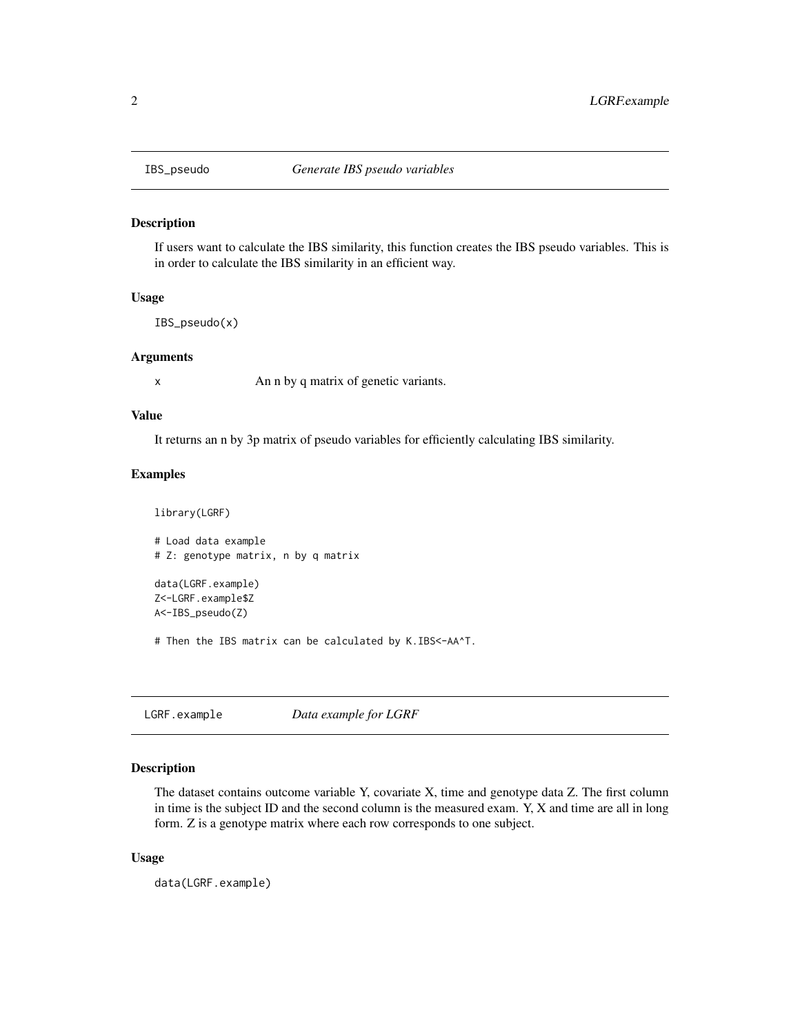## IBS_pseudo — *Generate IBS pseudo variables*

### Description

If users want to calculate the IBS similarity, this function creates the IBS pseudo variables. This is in order to calculate the IBS similarity in an efficient way.

### Usage

```
IBS_pseudo(x)
```

### Arguments

x — An n by q matrix of genetic variants.

### Value

It returns an n by 3p matrix of pseudo variables for efficiently calculating IBS similarity.

### Examples

```
library(LGRF)

# Load data example
# Z: genotype matrix, n by q matrix

data(LGRF.example)
Z<-LGRF.example$Z
A<-IBS_pseudo(Z)

# Then the IBS matrix can be calculated by K.IBS<-AA^T.
```

## LGRF.example — *Data example for LGRF*

### Description

The dataset contains outcome variable Y, covariate X, time and genotype data Z. The first column in time is the subject ID and the second column is the measured exam. Y, X and time are all in long form. Z is a genotype matrix where each row corresponds to one subject.

### Usage

```
data(LGRF.example)
```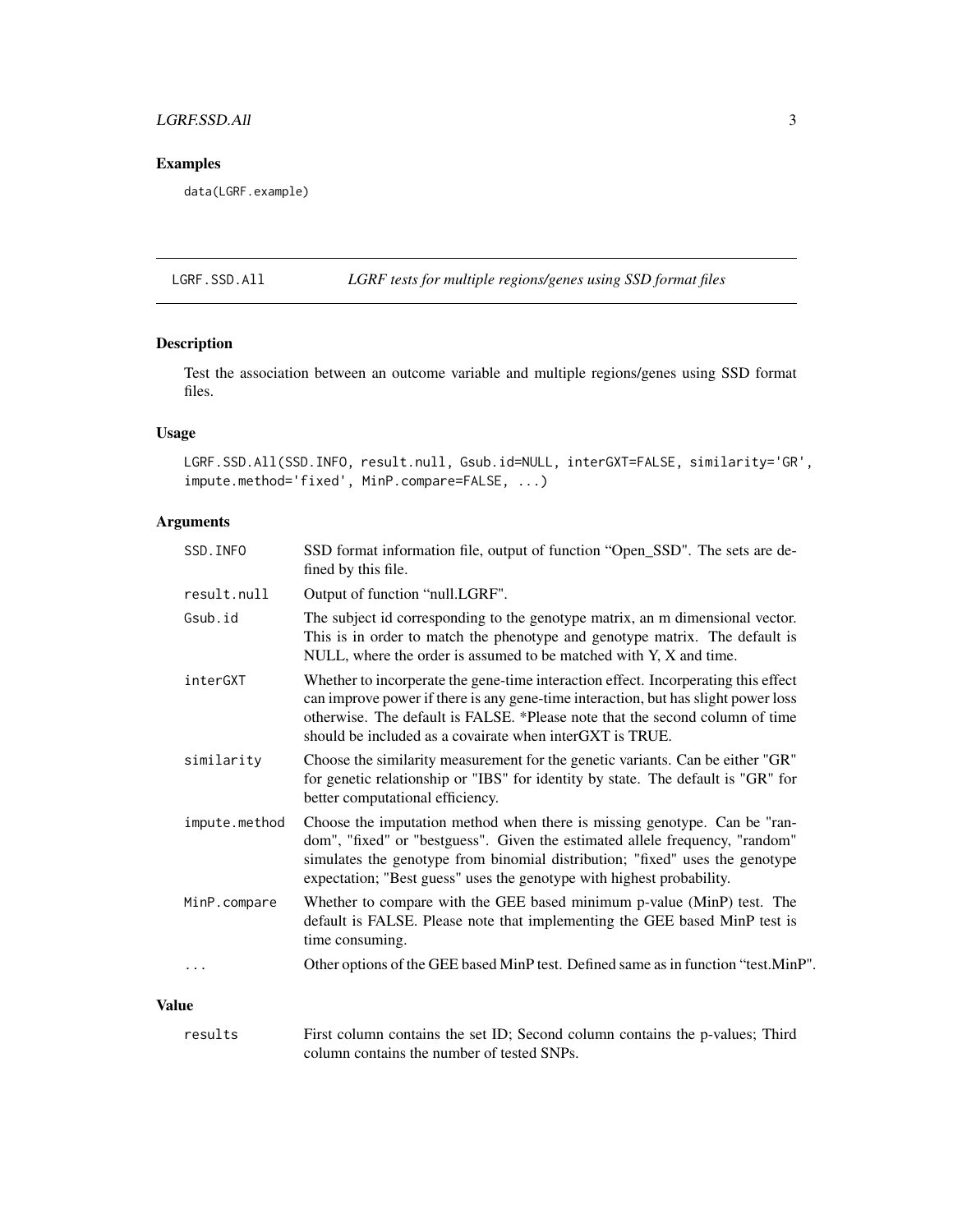## Examples

```
data(LGRF.example)
```

---

# LGRF.SSD.All — *LGRF tests for multiple regions/genes using SSD format files*

---

## Description

Test the association between an outcome variable and multiple regions/genes using SSD format files.

## Usage

```
LGRF.SSD.All(SSD.INFO, result.null, Gsub.id=NULL, interGXT=FALSE, similarity='GR',
impute.method='fixed', MinP.compare=FALSE, ...)
```

## Arguments

| | |
|---|---|
| SSD.INFO | SSD format information file, output of function "Open_SSD". The sets are defined by this file. |
| result.null | Output of function "null.LGRF". |
| Gsub.id | The subject id corresponding to the genotype matrix, an m dimensional vector. This is in order to match the phenotype and genotype matrix. The default is NULL, where the order is assumed to be matched with Y, X and time. |
| interGXT | Whether to incorperate the gene-time interaction effect. Incorperating this effect can improve power if there is any gene-time interaction, but has slight power loss otherwise. The default is FALSE. *Please note that the second column of time should be included as a covairate when interGXT is TRUE. |
| similarity | Choose the similarity measurement for the genetic variants. Can be either "GR" for genetic relationship or "IBS" for identity by state. The default is "GR" for better computational efficiency. |
| impute.method | Choose the imputation method when there is missing genotype. Can be "random", "fixed" or "bestguess". Given the estimated allele frequency, "random" simulates the genotype from binomial distribution; "fixed" uses the genotype expectation; "Best guess" uses the genotype with highest probability. |
| MinP.compare | Whether to compare with the GEE based minimum p-value (MinP) test. The default is FALSE. Please note that implementing the GEE based MinP test is time consuming. |
| ... | Other options of the GEE based MinP test. Defined same as in function "test.MinP". |

## Value

| | |
|---|---|
| results | First column contains the set ID; Second column contains the p-values; Third column contains the number of tested SNPs. |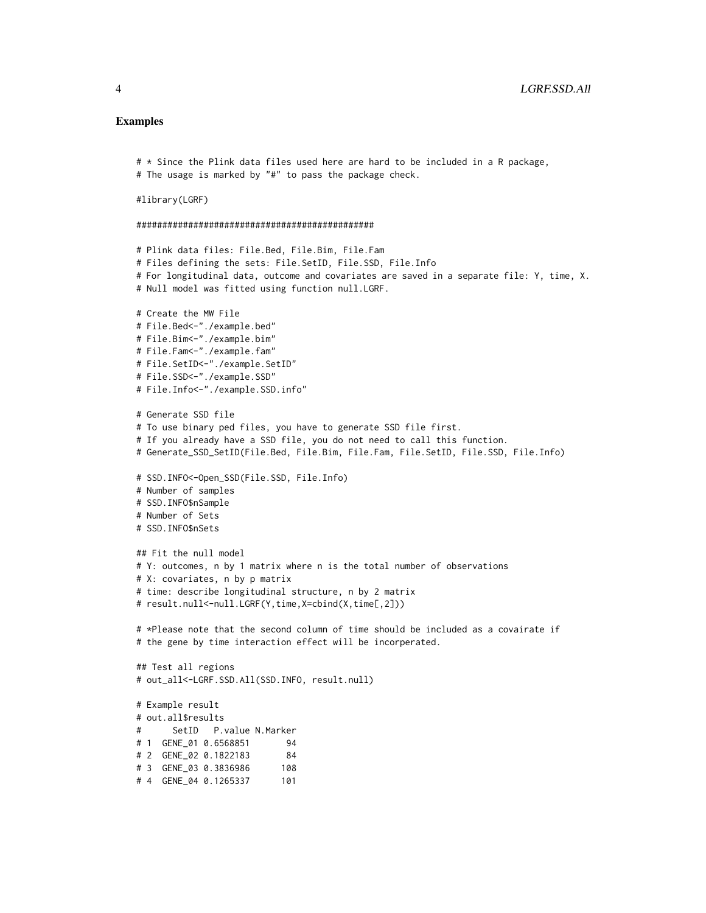## Examples

```
# * Since the Plink data files used here are hard to be included in a R package,
# The usage is marked by "#" to pass the package check.

#library(LGRF)

##############################################

# Plink data files: File.Bed, File.Bim, File.Fam
# Files defining the sets: File.SetID, File.SSD, File.Info
# For longitudinal data, outcome and covariates are saved in a separate file: Y, time, X.
# Null model was fitted using function null.LGRF.

# Create the MW File
# File.Bed<-"./example.bed"
# File.Bim<-"./example.bim"
# File.Fam<-"./example.fam"
# File.SetID<-"./example.SetID"
# File.SSD<-"./example.SSD"
# File.Info<-"./example.SSD.info"

# Generate SSD file
# To use binary ped files, you have to generate SSD file first.
# If you already have a SSD file, you do not need to call this function.
# Generate_SSD_SetID(File.Bed, File.Bim, File.Fam, File.SetID, File.SSD, File.Info)

# SSD.INFO<-Open_SSD(File.SSD, File.Info)
# Number of samples
# SSD.INFO$nSample
# Number of Sets
# SSD.INFO$nSets

## Fit the null model
# Y: outcomes, n by 1 matrix where n is the total number of observations
# X: covariates, n by p matrix
# time: describe longitudinal structure, n by 2 matrix
# result.null<-null.LGRF(Y,time,X=cbind(X,time[,2]))

# *Please note that the second column of time should be included as a covairate if
# the gene by time interaction effect will be incorperated.

## Test all regions
# out_all<-LGRF.SSD.All(SSD.INFO, result.null)

# Example result
# out.all$results
#      SetID   P.value N.Marker
# 1  GENE_01 0.6568851       94
# 2  GENE_02 0.1822183       84
# 3  GENE_03 0.3836986      108
# 4  GENE_04 0.1265337      101
```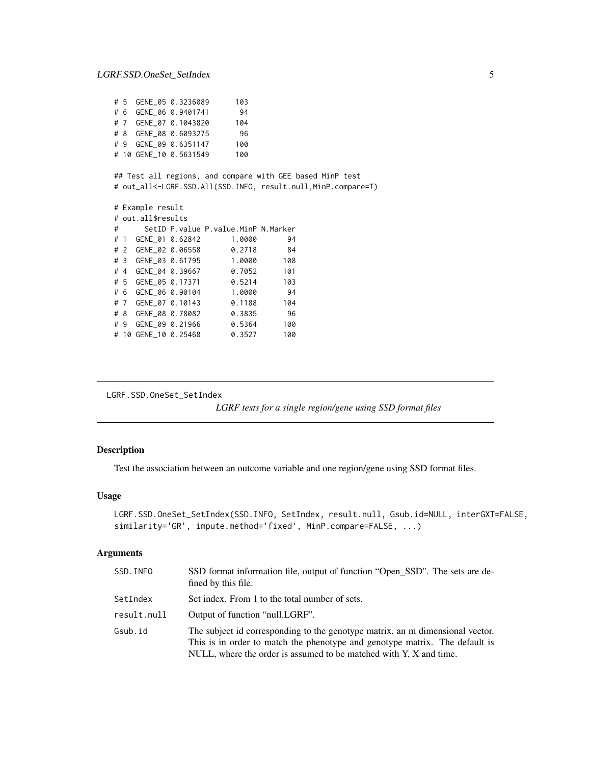```
# 5  GENE_05 0.3236089      103
# 6  GENE_06 0.9401741       94
# 7  GENE_07 0.1043820      104
# 8  GENE_08 0.6093275       96
# 9  GENE_09 0.6351147      100
# 10 GENE_10 0.5631549      100

## Test all regions, and compare with GEE based MinP test
# out_all<-LGRF.SSD.All(SSD.INFO, result.null,MinP.compare=T)

# Example result
# out.all$results
#      SetID P.value P.value.MinP N.Marker
# 1  GENE_01 0.62842       1.0000       94
# 2  GENE_02 0.06558       0.2718       84
# 3  GENE_03 0.61795       1.0000      108
# 4  GENE_04 0.39667       0.7052      101
# 5  GENE_05 0.17371       0.5214      103
# 6  GENE_06 0.90104       1.0000       94
# 7  GENE_07 0.10143       0.1188      104
# 8  GENE_08 0.78082       0.3835       96
# 9  GENE_09 0.21966       0.5364      100
# 10 GENE_10 0.25468       0.3527      100
```

---

LGRF.SSD.OneSet_SetIndex

*LGRF tests for a single region/gene using SSD format files*

---

## Description

Test the association between an outcome variable and one region/gene using SSD format files.

## Usage

```
LGRF.SSD.OneSet_SetIndex(SSD.INFO, SetIndex, result.null, Gsub.id=NULL, interGXT=FALSE,
similarity='GR', impute.method='fixed', MinP.compare=FALSE, ...)
```

## Arguments

| | |
|---|---|
| SSD.INFO | SSD format information file, output of function "Open_SSD". The sets are defined by this file. |
| SetIndex | Set index. From 1 to the total number of sets. |
| result.null | Output of function "null.LGRF". |
| Gsub.id | The subject id corresponding to the genotype matrix, an m dimensional vector. This is in order to match the phenotype and genotype matrix. The default is NULL, where the order is assumed to be matched with Y, X and time. |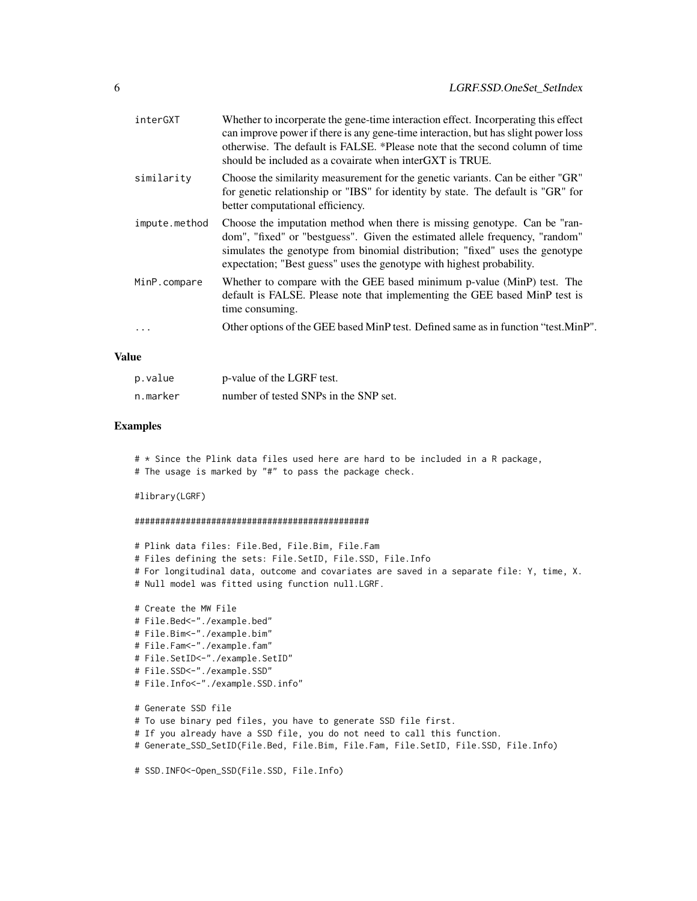| | |
|---|---|
| interGXT | Whether to incorperate the gene-time interaction effect. Incorperating this effect can improve power if there is any gene-time interaction, but has slight power loss otherwise. The default is FALSE. *Please note that the second column of time should be included as a covairate when interGXT is TRUE. |
| similarity | Choose the similarity measurement for the genetic variants. Can be either "GR" for genetic relationship or "IBS" for identity by state. The default is "GR" for better computational efficiency. |
| impute.method | Choose the imputation method when there is missing genotype. Can be "random", "fixed" or "bestguess". Given the estimated allele frequency, "random" simulates the genotype from binomial distribution; "fixed" uses the genotype expectation; "Best guess" uses the genotype with highest probability. |
| MinP.compare | Whether to compare with the GEE based minimum p-value (MinP) test. The default is FALSE. Please note that implementing the GEE based MinP test is time consuming. |
| ... | Other options of the GEE based MinP test. Defined same as in function "test.MinP". |

## Value

| | |
|---|---|
| p.value | p-value of the LGRF test. |
| n.marker | number of tested SNPs in the SNP set. |

## Examples

```
# * Since the Plink data files used here are hard to be included in a R package,
# The usage is marked by "#" to pass the package check.

#library(LGRF)

##############################################

# Plink data files: File.Bed, File.Bim, File.Fam
# Files defining the sets: File.SetID, File.SSD, File.Info
# For longitudinal data, outcome and covariates are saved in a separate file: Y, time, X.
# Null model was fitted using function null.LGRF.

# Create the MW File
# File.Bed<-"./example.bed"
# File.Bim<-"./example.bim"
# File.Fam<-"./example.fam"
# File.SetID<-"./example.SetID"
# File.SSD<-"./example.SSD"
# File.Info<-"./example.SSD.info"

# Generate SSD file
# To use binary ped files, you have to generate SSD file first.
# If you already have a SSD file, you do not need to call this function.
# Generate_SSD_SetID(File.Bed, File.Bim, File.Fam, File.SetID, File.SSD, File.Info)

# SSD.INFO<-Open_SSD(File.SSD, File.Info)
```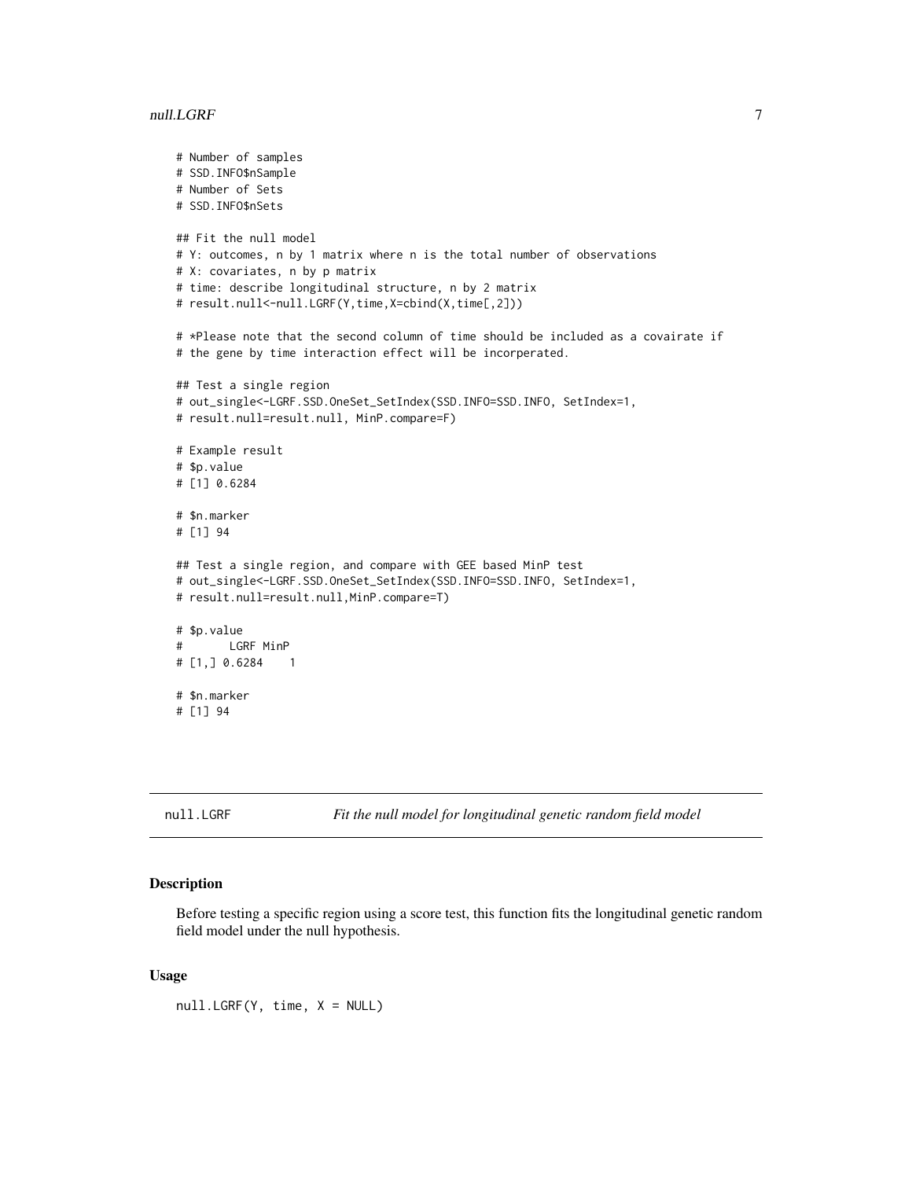```
# Number of samples
# SSD.INFO$nSample
# Number of Sets
# SSD.INFO$nSets

## Fit the null model
# Y: outcomes, n by 1 matrix where n is the total number of observations
# X: covariates, n by p matrix
# time: describe longitudinal structure, n by 2 matrix
# result.null<-null.LGRF(Y,time,X=cbind(X,time[,2]))

# *Please note that the second column of time should be included as a covairate if
# the gene by time interaction effect will be incorperated.

## Test a single region
# out_single<-LGRF.SSD.OneSet_SetIndex(SSD.INFO=SSD.INFO, SetIndex=1,
# result.null=result.null, MinP.compare=F)

# Example result
# $p.value
# [1] 0.6284

# $n.marker
# [1] 94

## Test a single region, and compare with GEE based MinP test
# out_single<-LGRF.SSD.OneSet_SetIndex(SSD.INFO=SSD.INFO, SetIndex=1,
# result.null=result.null,MinP.compare=T)

# $p.value
#       LGRF MinP
# [1,] 0.6284    1

# $n.marker
# [1] 94
```

---

null.LGRF — *Fit the null model for longitudinal genetic random field model*

---

## Description

Before testing a specific region using a score test, this function fits the longitudinal genetic random field model under the null hypothesis.

## Usage

```
null.LGRF(Y, time, X = NULL)
```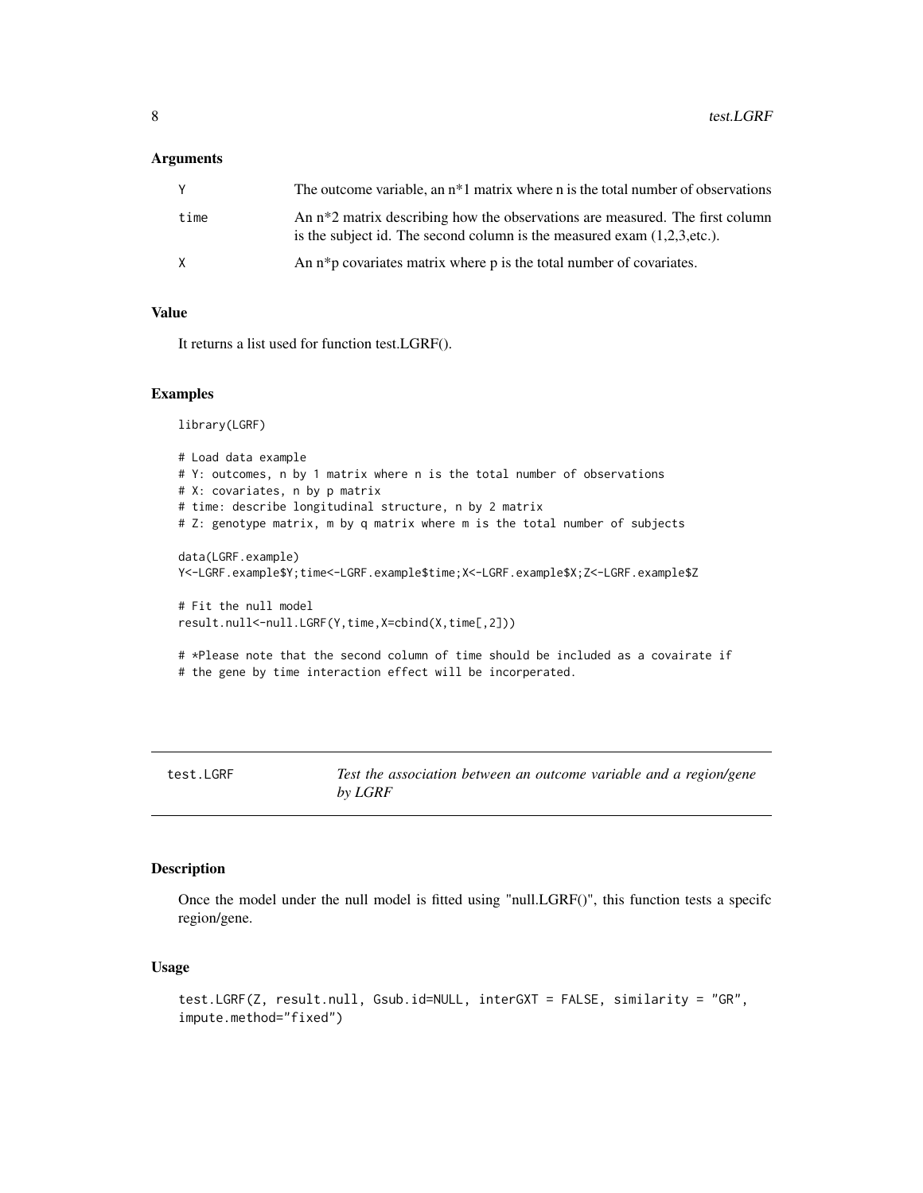### Arguments

| | |
|---|---|
| Y | The outcome variable, an n*1 matrix where n is the total number of observations |
| time | An n*2 matrix describing how the observations are measured. The first column is the subject id. The second column is the measured exam (1,2,3,etc.). |
| X | An n*p covariates matrix where p is the total number of covariates. |

### Value

It returns a list used for function test.LGRF().

### Examples

```
library(LGRF)

# Load data example
# Y: outcomes, n by 1 matrix where n is the total number of observations
# X: covariates, n by p matrix
# time: describe longitudinal structure, n by 2 matrix
# Z: genotype matrix, m by q matrix where m is the total number of subjects

data(LGRF.example)
Y<-LGRF.example$Y;time<-LGRF.example$time;X<-LGRF.example$X;Z<-LGRF.example$Z

# Fit the null model
result.null<-null.LGRF(Y,time,X=cbind(X,time[,2]))

# *Please note that the second column of time should be included as a covairate if
# the gene by time interaction effect will be incorperated.
```

---

## test.LGRF — *Test the association between an outcome variable and a region/gene by LGRF*

### Description

Once the model under the null model is fitted using "null.LGRF()", this function tests a specifc region/gene.

### Usage

```
test.LGRF(Z, result.null, Gsub.id=NULL, interGXT = FALSE, similarity = "GR",
impute.method="fixed")
```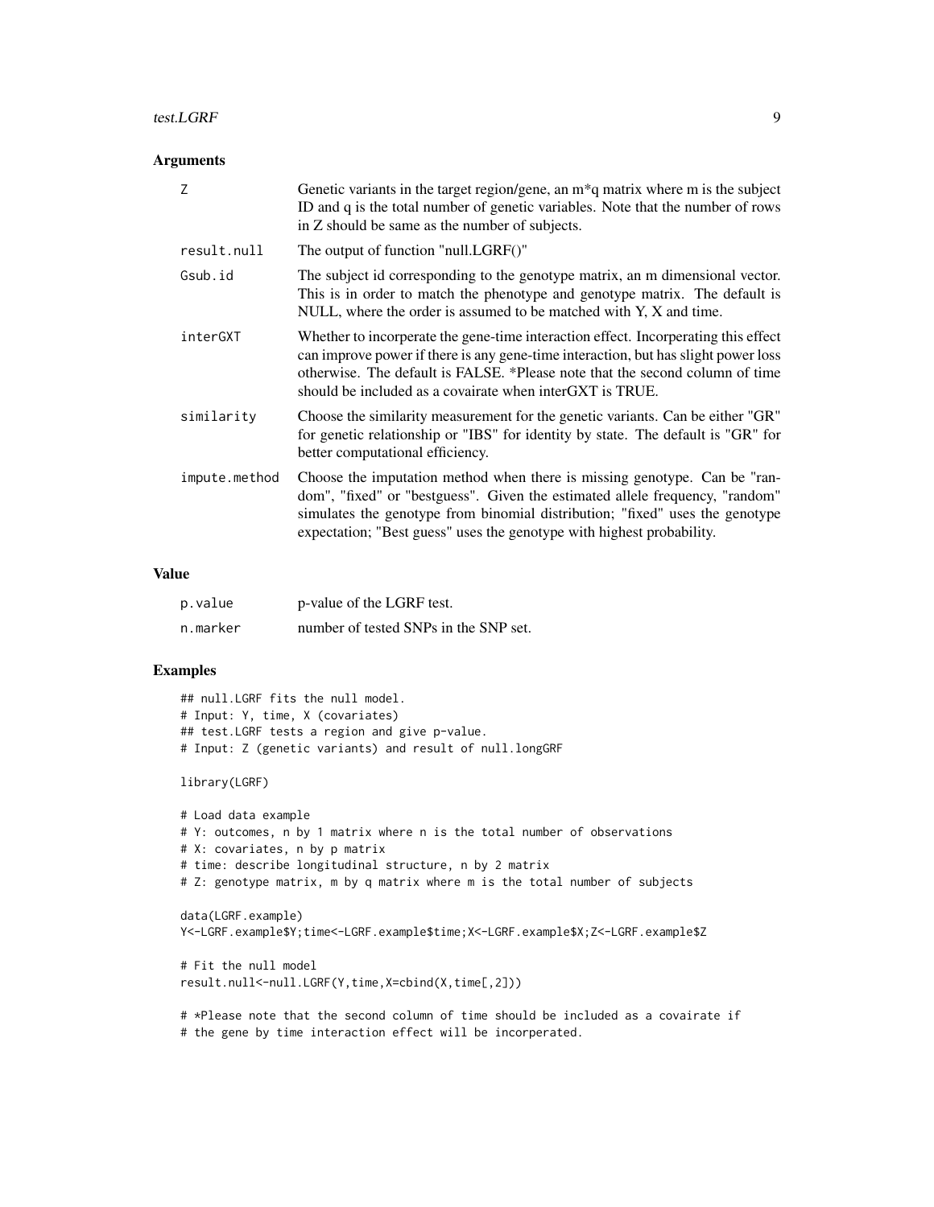## Arguments

| | |
|---|---|
| Z | Genetic variants in the target region/gene, an m*q matrix where m is the subject ID and q is the total number of genetic variables. Note that the number of rows in Z should be same as the number of subjects. |
| result.null | The output of function "null.LGRF()" |
| Gsub.id | The subject id corresponding to the genotype matrix, an m dimensional vector. This is in order to match the phenotype and genotype matrix. The default is NULL, where the order is assumed to be matched with Y, X and time. |
| interGXT | Whether to incorperate the gene-time interaction effect. Incorperating this effect can improve power if there is any gene-time interaction, but has slight power loss otherwise. The default is FALSE. *Please note that the second column of time should be included as a covairate when interGXT is TRUE. |
| similarity | Choose the similarity measurement for the genetic variants. Can be either "GR" for genetic relationship or "IBS" for identity by state. The default is "GR" for better computational efficiency. |
| impute.method | Choose the imputation method when there is missing genotype. Can be "random", "fixed" or "bestguess". Given the estimated allele frequency, "random" simulates the genotype from binomial distribution; "fixed" uses the genotype expectation; "Best guess" uses the genotype with highest probability. |

## Value

| | |
|---|---|
| p.value | p-value of the LGRF test. |
| n.marker | number of tested SNPs in the SNP set. |

## Examples

```
## null.LGRF fits the null model.
# Input: Y, time, X (covariates)
## test.LGRF tests a region and give p-value.
# Input: Z (genetic variants) and result of null.longGRF

library(LGRF)

# Load data example
# Y: outcomes, n by 1 matrix where n is the total number of observations
# X: covariates, n by p matrix
# time: describe longitudinal structure, n by 2 matrix
# Z: genotype matrix, m by q matrix where m is the total number of subjects

data(LGRF.example)
Y<-LGRF.example$Y;time<-LGRF.example$time;X<-LGRF.example$X;Z<-LGRF.example$Z

# Fit the null model
result.null<-null.LGRF(Y,time,X=cbind(X,time[,2]))

# *Please note that the second column of time should be included as a covairate if
# the gene by time interaction effect will be incorperated.
```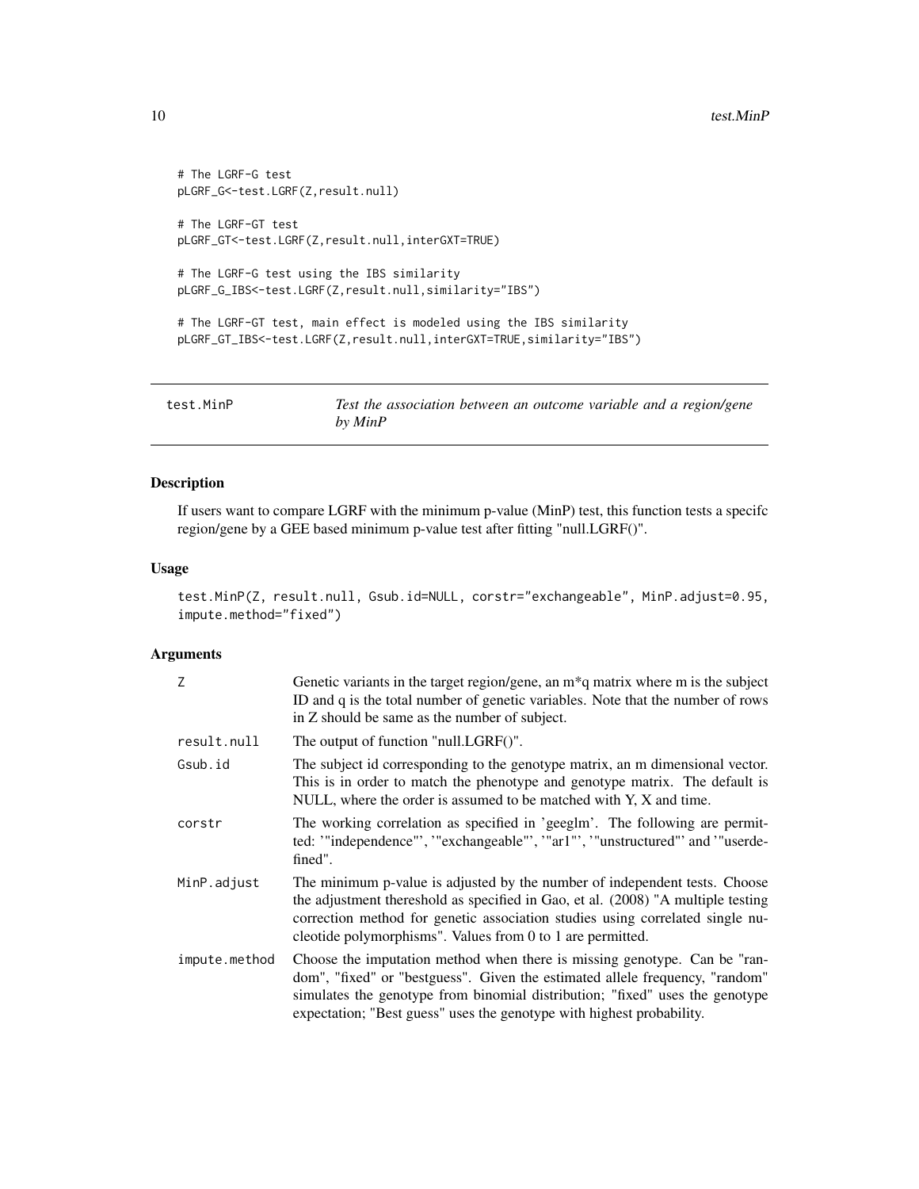```
# The LGRF-G test
pLGRF_G<-test.LGRF(Z,result.null)

# The LGRF-GT test
pLGRF_GT<-test.LGRF(Z,result.null,interGXT=TRUE)

# The LGRF-G test using the IBS similarity
pLGRF_G_IBS<-test.LGRF(Z,result.null,similarity="IBS")

# The LGRF-GT test, main effect is modeled using the IBS similarity
pLGRF_GT_IBS<-test.LGRF(Z,result.null,interGXT=TRUE,similarity="IBS")
```

## test.MinP — *Test the association between an outcome variable and a region/gene by MinP*

### Description

If users want to compare LGRF with the minimum p-value (MinP) test, this function tests a specifc region/gene by a GEE based minimum p-value test after fitting "null.LGRF()".

### Usage

```
test.MinP(Z, result.null, Gsub.id=NULL, corstr="exchangeable", MinP.adjust=0.95,
impute.method="fixed")
```

### Arguments

| | |
|---|---|
| Z | Genetic variants in the target region/gene, an m*q matrix where m is the subject ID and q is the total number of genetic variables. Note that the number of rows in Z should be same as the number of subject. |
| result.null | The output of function "null.LGRF()". |
| Gsub.id | The subject id corresponding to the genotype matrix, an m dimensional vector. This is in order to match the phenotype and genotype matrix. The default is NULL, where the order is assumed to be matched with Y, X and time. |
| corstr | The working correlation as specified in 'geeglm'. The following are permitted: '"independence"', '"exchangeable"', '"ar1"', '"unstructured"' and '"userdefined". |
| MinP.adjust | The minimum p-value is adjusted by the number of independent tests. Choose the adjustment thereshold as specified in Gao, et al. (2008) "A multiple testing correction method for genetic association studies using correlated single nucleotide polymorphisms". Values from 0 to 1 are permitted. |
| impute.method | Choose the imputation method when there is missing genotype. Can be "random", "fixed" or "bestguess". Given the estimated allele frequency, "random" simulates the genotype from binomial distribution; "fixed" uses the genotype expectation; "Best guess" uses the genotype with highest probability. |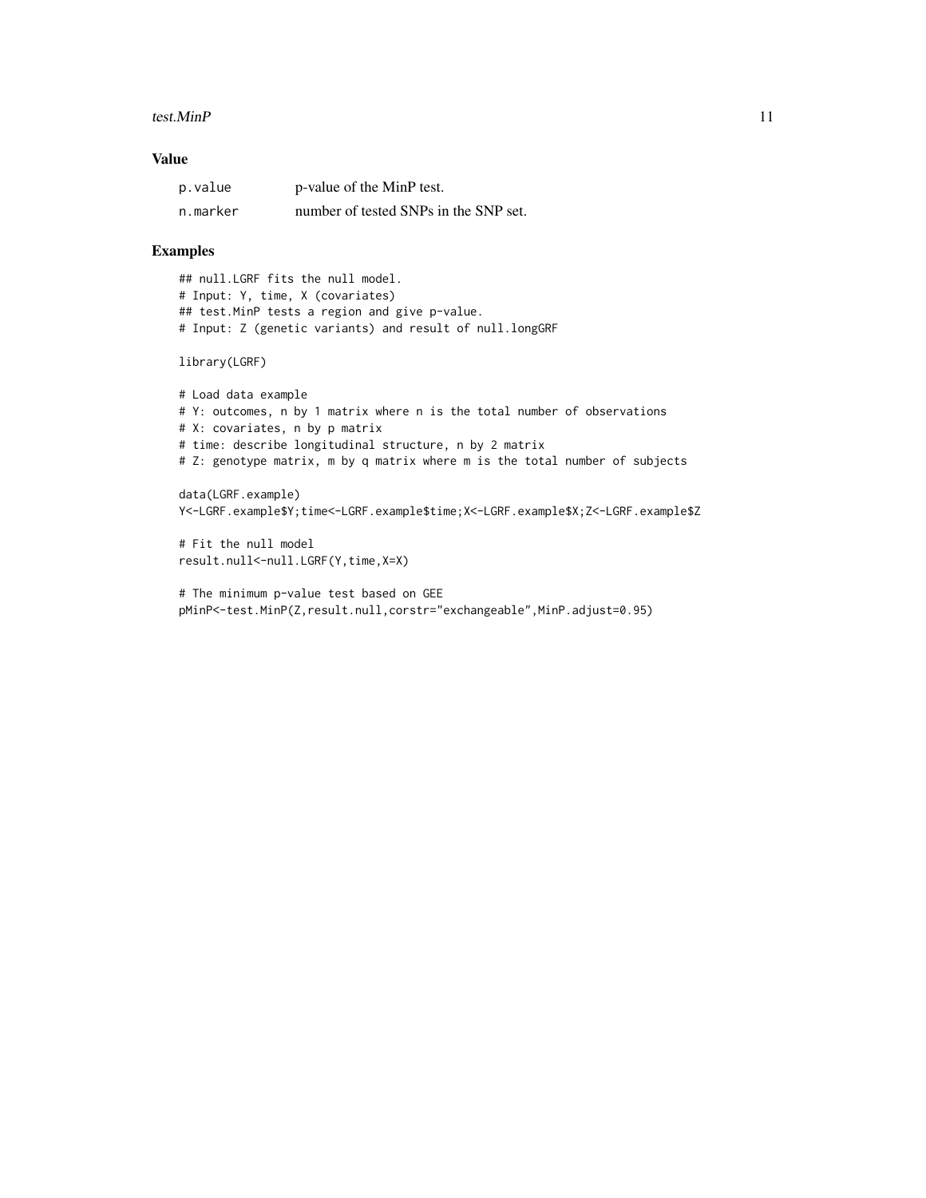## Value

| | |
|---|---|
| `p.value` | p-value of the MinP test. |
| `n.marker` | number of tested SNPs in the SNP set. |

## Examples

```
## null.LGRF fits the null model.
# Input: Y, time, X (covariates)
## test.MinP tests a region and give p-value.
# Input: Z (genetic variants) and result of null.longGRF

library(LGRF)

# Load data example
# Y: outcomes, n by 1 matrix where n is the total number of observations
# X: covariates, n by p matrix
# time: describe longitudinal structure, n by 2 matrix
# Z: genotype matrix, m by q matrix where m is the total number of subjects

data(LGRF.example)
Y<-LGRF.example$Y;time<-LGRF.example$time;X<-LGRF.example$X;Z<-LGRF.example$Z

# Fit the null model
result.null<-null.LGRF(Y,time,X=X)

# The minimum p-value test based on GEE
pMinP<-test.MinP(Z,result.null,corstr="exchangeable",MinP.adjust=0.95)
```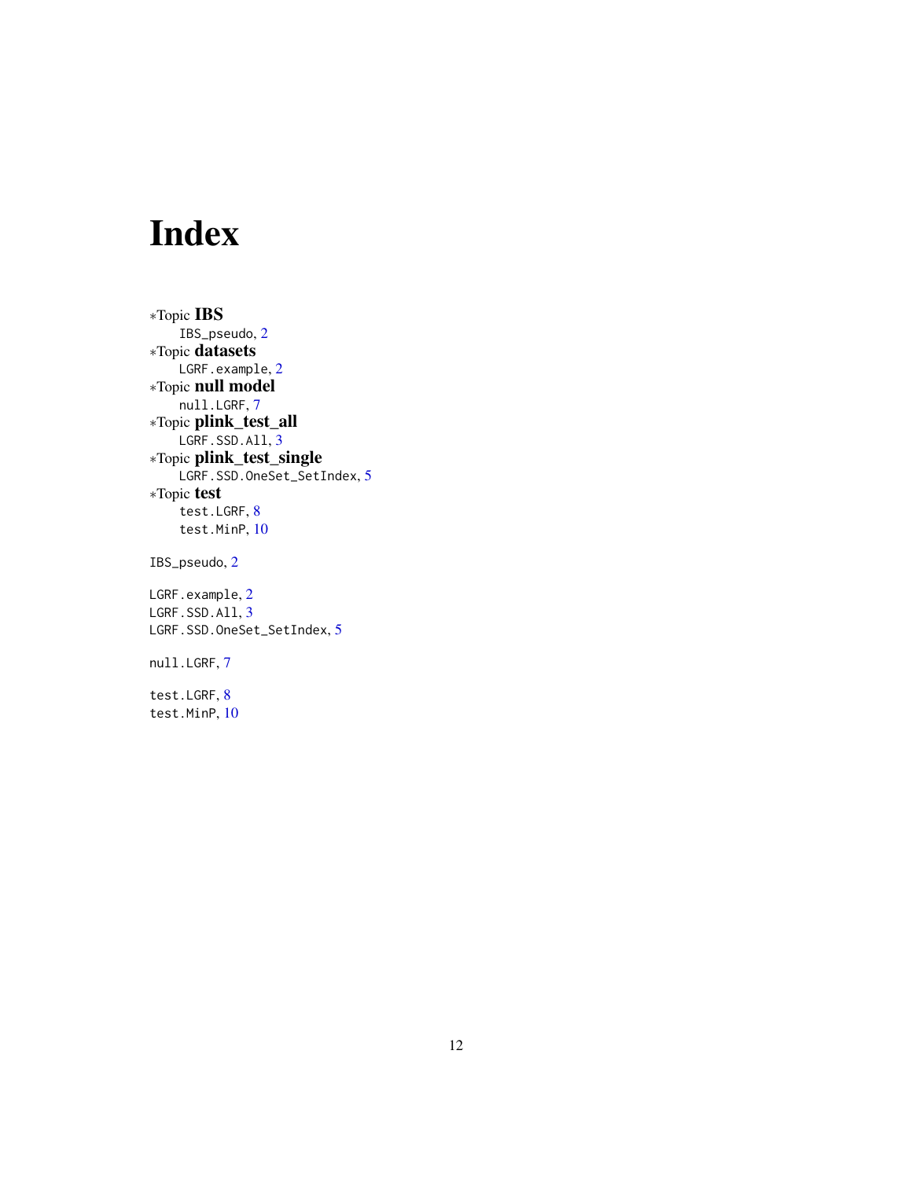# Index

*Topic **IBS**
  IBS_pseudo, 2
*Topic **datasets**
  LGRF.example, 2
*Topic **null model**
  null.LGRF, 7
*Topic **plink_test_all**
  LGRF.SSD.All, 3
*Topic **plink_test_single**
  LGRF.SSD.OneSet_SetIndex, 5
*Topic **test**
  test.LGRF, 8
  test.MinP, 10

IBS_pseudo, 2

LGRF.example, 2
LGRF.SSD.All, 3
LGRF.SSD.OneSet_SetIndex, 5

null.LGRF, 7

test.LGRF, 8
test.MinP, 10